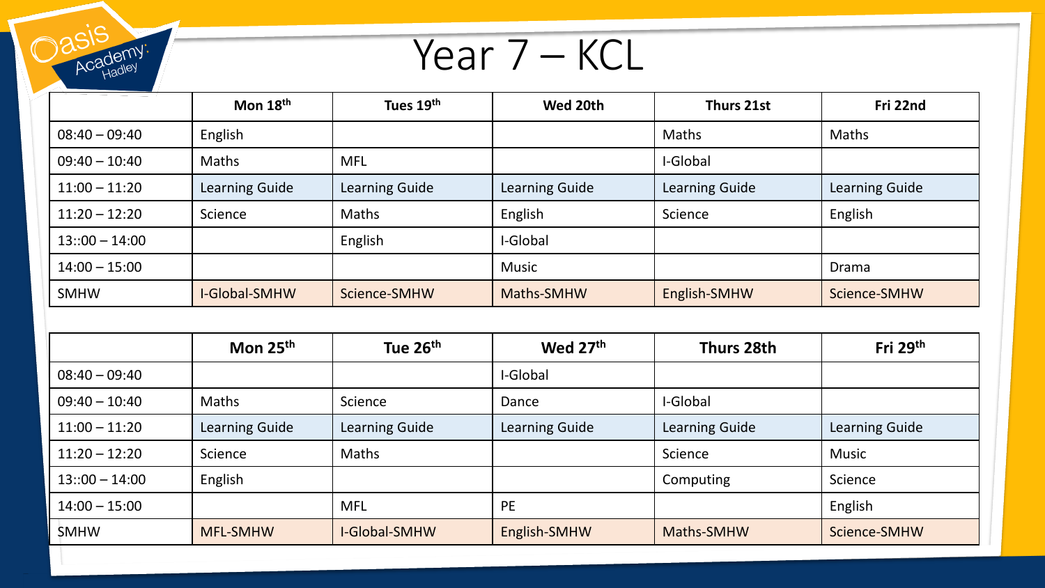# Year 7 – KCL

| | Mon 18th | Tues 19th | Wed 20th | Thurs 21st | Fri 22nd |
|---|---|---|---|---|---|
| 08:40 – 09:40 | English | | | Maths | Maths |
| 09:40 – 10:40 | Maths | MFL | | I-Global | |
| 11:00 – 11:20 | Learning Guide | Learning Guide | Learning Guide | Learning Guide | Learning Guide |
| 11:20 – 12:20 | Science | Maths | English | Science | English |
| 13::00 – 14:00 | | English | I-Global | | |
| 14:00 – 15:00 | | | Music | | Drama |
| SMHW | I-Global-SMHW | Science-SMHW | Maths-SMHW | English-SMHW | Science-SMHW |

| | Mon 25th | Tue 26th | Wed 27th | Thurs 28th | Fri 29th |
|---|---|---|---|---|---|
| 08:40 – 09:40 | | | I-Global | | |
| 09:40 – 10:40 | Maths | Science | Dance | I-Global | |
| 11:00 – 11:20 | Learning Guide | Learning Guide | Learning Guide | Learning Guide | Learning Guide |
| 11:20 – 12:20 | Science | Maths | | Science | Music |
| 13::00 – 14:00 | English | | | Computing | Science |
| 14:00 – 15:00 | | MFL | PE | | English |
| SMHW | MFL-SMHW | I-Global-SMHW | English-SMHW | Maths-SMHW | Science-SMHW |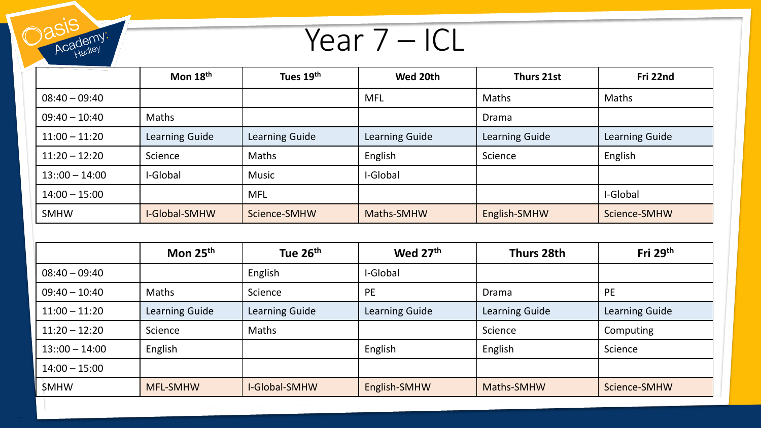# Year 7 – ICL

| | Mon 18th | Tues 19th | Wed 20th | Thurs 21st | Fri 22nd |
|---|---|---|---|---|---|
| 08:40 – 09:40 | | | MFL | Maths | Maths |
| 09:40 – 10:40 | Maths | | | Drama | |
| 11:00 – 11:20 | Learning Guide | Learning Guide | Learning Guide | Learning Guide | Learning Guide |
| 11:20 – 12:20 | Science | Maths | English | Science | English |
| 13::00 – 14:00 | I-Global | Music | I-Global | | |
| 14:00 – 15:00 | | MFL | | | I-Global |
| SMHW | I-Global-SMHW | Science-SMHW | Maths-SMHW | English-SMHW | Science-SMHW |

| | Mon 25th | Tue 26th | Wed 27th | Thurs 28th | Fri 29th |
|---|---|---|---|---|---|
| 08:40 – 09:40 | | English | I-Global | | |
| 09:40 – 10:40 | Maths | Science | PE | Drama | PE |
| 11:00 – 11:20 | Learning Guide | Learning Guide | Learning Guide | Learning Guide | Learning Guide |
| 11:20 – 12:20 | Science | Maths | | Science | Computing |
| 13::00 – 14:00 | English | | English | English | Science |
| 14:00 – 15:00 | | | | | |
| SMHW | MFL-SMHW | I-Global-SMHW | English-SMHW | Maths-SMHW | Science-SMHW |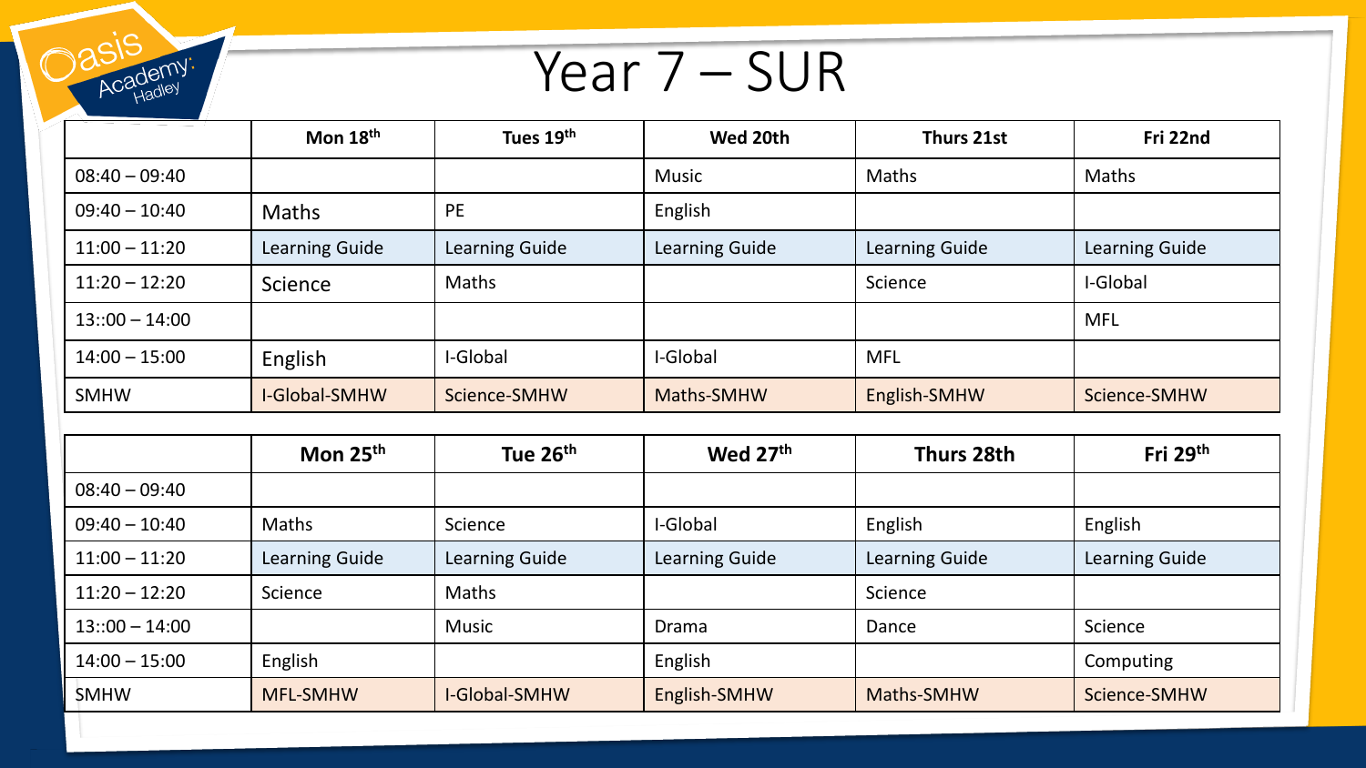# Year 7 – SUR

| | Mon 18th | Tues 19th | Wed 20th | Thurs 21st | Fri 22nd |
|---|---|---|---|---|---|
| 08:40 – 09:40 | | | Music | Maths | Maths |
| 09:40 – 10:40 | Maths | PE | English | | |
| 11:00 – 11:20 | Learning Guide | Learning Guide | Learning Guide | Learning Guide | Learning Guide |
| 11:20 – 12:20 | Science | Maths | | Science | I-Global |
| 13::00 – 14:00 | | | | | MFL |
| 14:00 – 15:00 | English | I-Global | I-Global | MFL | |
| SMHW | I-Global-SMHW | Science-SMHW | Maths-SMHW | English-SMHW | Science-SMHW |

| | Mon 25th | Tue 26th | Wed 27th | Thurs 28th | Fri 29th |
|---|---|---|---|---|---|
| 08:40 – 09:40 | | | | | |
| 09:40 – 10:40 | Maths | Science | I-Global | English | English |
| 11:00 – 11:20 | Learning Guide | Learning Guide | Learning Guide | Learning Guide | Learning Guide |
| 11:20 – 12:20 | Science | Maths | | Science | |
| 13::00 – 14:00 | | Music | Drama | Dance | Science |
| 14:00 – 15:00 | English | | English | | Computing |
| SMHW | MFL-SMHW | I-Global-SMHW | English-SMHW | Maths-SMHW | Science-SMHW |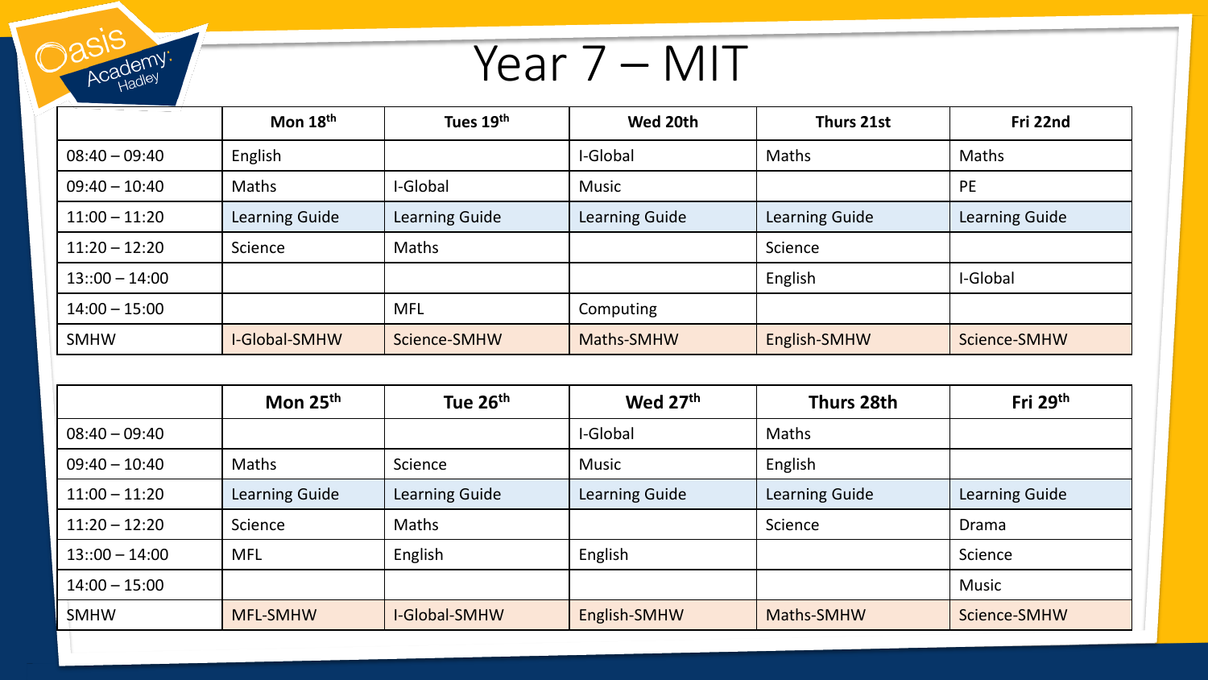Oasis Academy: Hadley

# Year 7 – MIT

| | Mon 18th | Tues 19th | Wed 20th | Thurs 21st | Fri 22nd |
|---|---|---|---|---|---|
| 08:40 – 09:40 | English | | I-Global | Maths | Maths |
| 09:40 – 10:40 | Maths | I-Global | Music | | PE |
| 11:00 – 11:20 | Learning Guide | Learning Guide | Learning Guide | Learning Guide | Learning Guide |
| 11:20 – 12:20 | Science | Maths | | Science | |
| 13::00 – 14:00 | | | | English | I-Global |
| 14:00 – 15:00 | | MFL | Computing | | |
| SMHW | I-Global-SMHW | Science-SMHW | Maths-SMHW | English-SMHW | Science-SMHW |

| | Mon 25th | Tue 26th | Wed 27th | Thurs 28th | Fri 29th |
|---|---|---|---|---|---|
| 08:40 – 09:40 | | | I-Global | Maths | |
| 09:40 – 10:40 | Maths | Science | Music | English | |
| 11:00 – 11:20 | Learning Guide | Learning Guide | Learning Guide | Learning Guide | Learning Guide |
| 11:20 – 12:20 | Science | Maths | | Science | Drama |
| 13::00 – 14:00 | MFL | English | English | | Science |
| 14:00 – 15:00 | | | | | Music |
| SMHW | MFL-SMHW | I-Global-SMHW | English-SMHW | Maths-SMHW | Science-SMHW |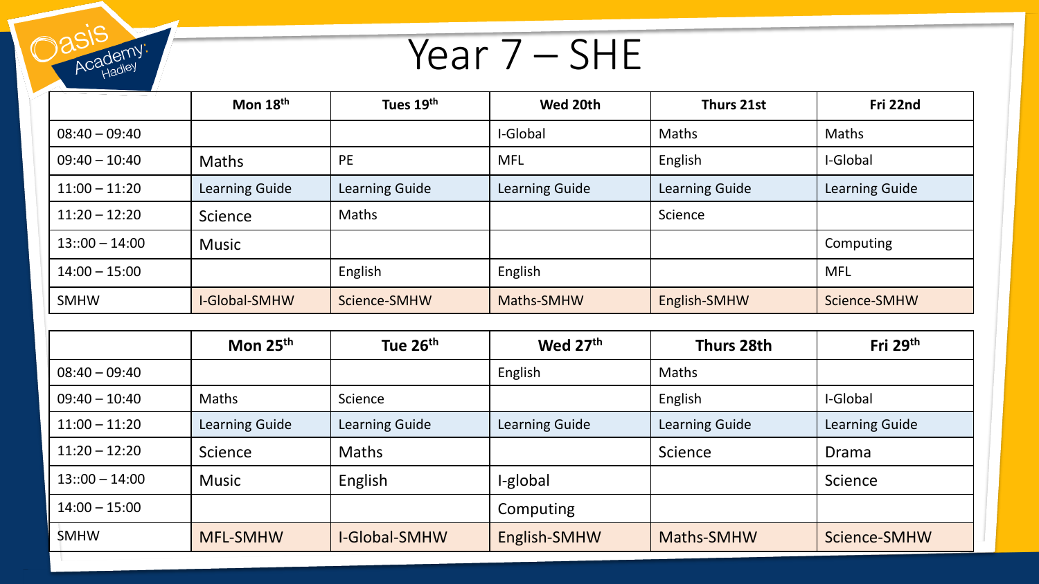# Year 7 – SHE

| | Mon 18th | Tues 19th | Wed 20th | Thurs 21st | Fri 22nd |
|---|---|---|---|---|---|
| 08:40 – 09:40 | | | I-Global | Maths | Maths |
| 09:40 – 10:40 | Maths | PE | MFL | English | I-Global |
| 11:00 – 11:20 | Learning Guide | Learning Guide | Learning Guide | Learning Guide | Learning Guide |
| 11:20 – 12:20 | Science | Maths | | Science | |
| 13::00 – 14:00 | Music | | | | Computing |
| 14:00 – 15:00 | | English | English | | MFL |
| SMHW | I-Global-SMHW | Science-SMHW | Maths-SMHW | English-SMHW | Science-SMHW |

| | Mon 25th | Tue 26th | Wed 27th | Thurs 28th | Fri 29th |
|---|---|---|---|---|---|
| 08:40 – 09:40 | | | English | Maths | |
| 09:40 – 10:40 | Maths | Science | | English | I-Global |
| 11:00 – 11:20 | Learning Guide | Learning Guide | Learning Guide | Learning Guide | Learning Guide |
| 11:20 – 12:20 | Science | Maths | | Science | Drama |
| 13::00 – 14:00 | Music | English | I-global | | Science |
| 14:00 – 15:00 | | | Computing | | |
| SMHW | MFL-SMHW | I-Global-SMHW | English-SMHW | Maths-SMHW | Science-SMHW |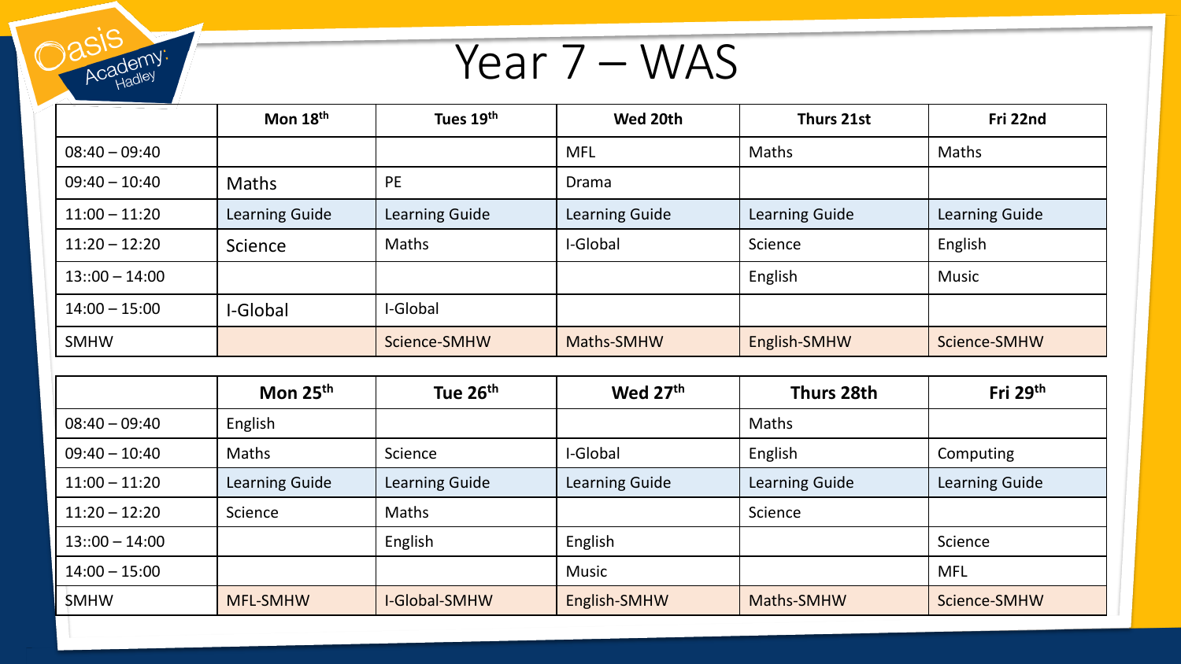# Year 7 – WAS

| | Mon 18th | Tues 19th | Wed 20th | Thurs 21st | Fri 22nd |
|---|---|---|---|---|---|
| 08:40 – 09:40 | | | MFL | Maths | Maths |
| 09:40 – 10:40 | Maths | PE | Drama | | |
| 11:00 – 11:20 | Learning Guide | Learning Guide | Learning Guide | Learning Guide | Learning Guide |
| 11:20 – 12:20 | Science | Maths | I-Global | Science | English |
| 13::00 – 14:00 | | | | English | Music |
| 14:00 – 15:00 | I-Global | I-Global | | | |
| SMHW | | Science-SMHW | Maths-SMHW | English-SMHW | Science-SMHW |

| | Mon 25th | Tue 26th | Wed 27th | Thurs 28th | Fri 29th |
|---|---|---|---|---|---|
| 08:40 – 09:40 | English | | | Maths | |
| 09:40 – 10:40 | Maths | Science | I-Global | English | Computing |
| 11:00 – 11:20 | Learning Guide | Learning Guide | Learning Guide | Learning Guide | Learning Guide |
| 11:20 – 12:20 | Science | Maths | | Science | |
| 13::00 – 14:00 | | English | English | | Science |
| 14:00 – 15:00 | | | Music | | MFL |
| SMHW | MFL-SMHW | I-Global-SMHW | English-SMHW | Maths-SMHW | Science-SMHW |